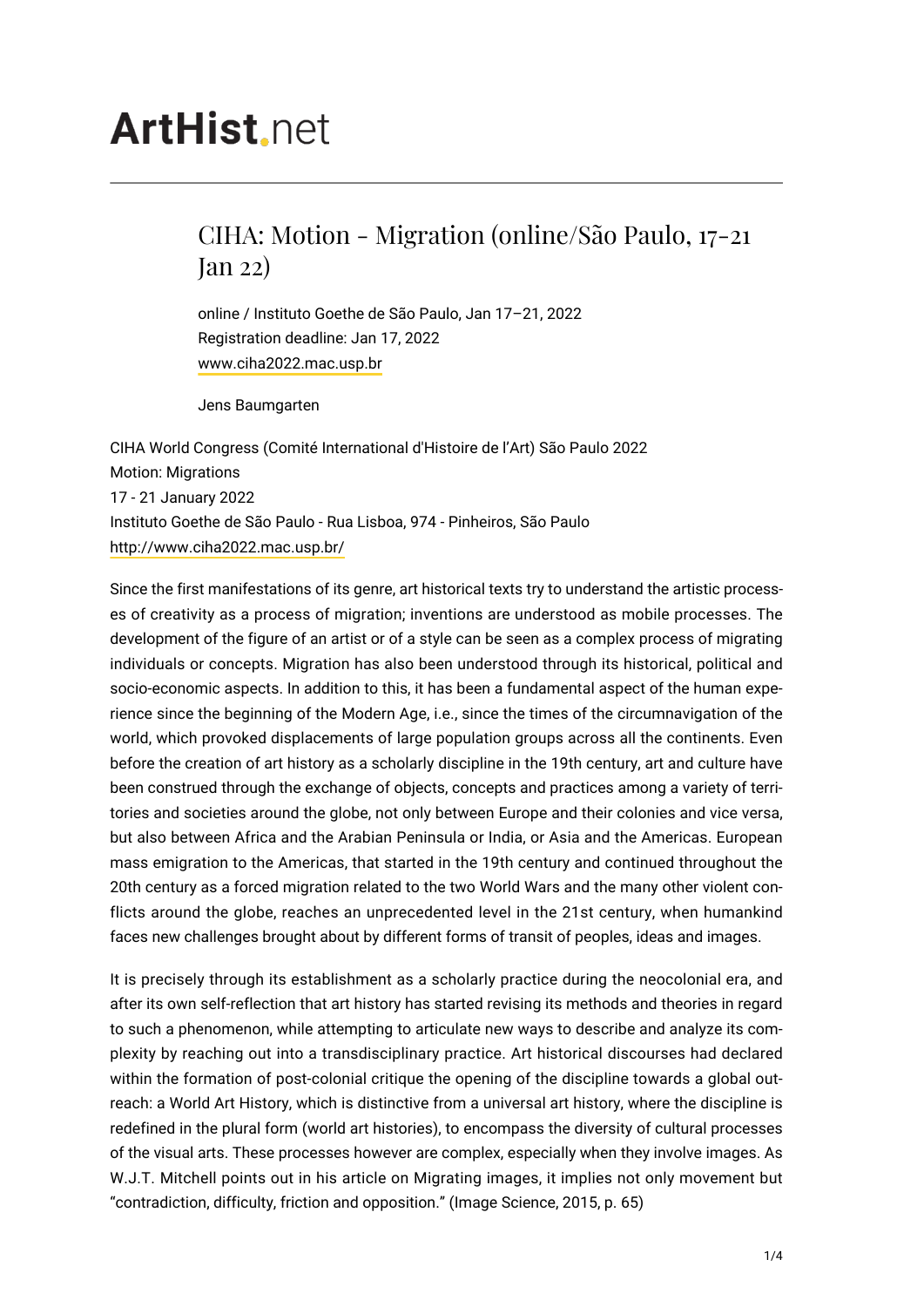# ArtHist.net

## CIHA: Motion - Migration (online/São Paulo, 17-21 Jan 22)

online / Instituto Goethe de São Paulo, Jan 17–21, 2022
Registration deadline: Jan 17, 2022
www.ciha2022.mac.usp.br

Jens Baumgarten

CIHA World Congress (Comité International d'Histoire de l'Art) São Paulo 2022
Motion: Migrations
17 - 21 January 2022
Instituto Goethe de São Paulo - Rua Lisboa, 974 - Pinheiros, São Paulo
http://www.ciha2022.mac.usp.br/

Since the first manifestations of its genre, art historical texts try to understand the artistic processes of creativity as a process of migration; inventions are understood as mobile processes. The development of the figure of an artist or of a style can be seen as a complex process of migrating individuals or concepts. Migration has also been understood through its historical, political and socio-economic aspects. In addition to this, it has been a fundamental aspect of the human experience since the beginning of the Modern Age, i.e., since the times of the circumnavigation of the world, which provoked displacements of large population groups across all the continents. Even before the creation of art history as a scholarly discipline in the 19th century, art and culture have been construed through the exchange of objects, concepts and practices among a variety of territories and societies around the globe, not only between Europe and their colonies and vice versa, but also between Africa and the Arabian Peninsula or India, or Asia and the Americas. European mass emigration to the Americas, that started in the 19th century and continued throughout the 20th century as a forced migration related to the two World Wars and the many other violent conflicts around the globe, reaches an unprecedented level in the 21st century, when humankind faces new challenges brought about by different forms of transit of peoples, ideas and images.

It is precisely through its establishment as a scholarly practice during the neocolonial era, and after its own self-reflection that art history has started revising its methods and theories in regard to such a phenomenon, while attempting to articulate new ways to describe and analyze its complexity by reaching out into a transdisciplinary practice. Art historical discourses had declared within the formation of post-colonial critique the opening of the discipline towards a global outreach: a World Art History, which is distinctive from a universal art history, where the discipline is redefined in the plural form (world art histories), to encompass the diversity of cultural processes of the visual arts. These processes however are complex, especially when they involve images. As W.J.T. Mitchell points out in his article on Migrating images, it implies not only movement but "contradiction, difficulty, friction and opposition." (Image Science, 2015, p. 65)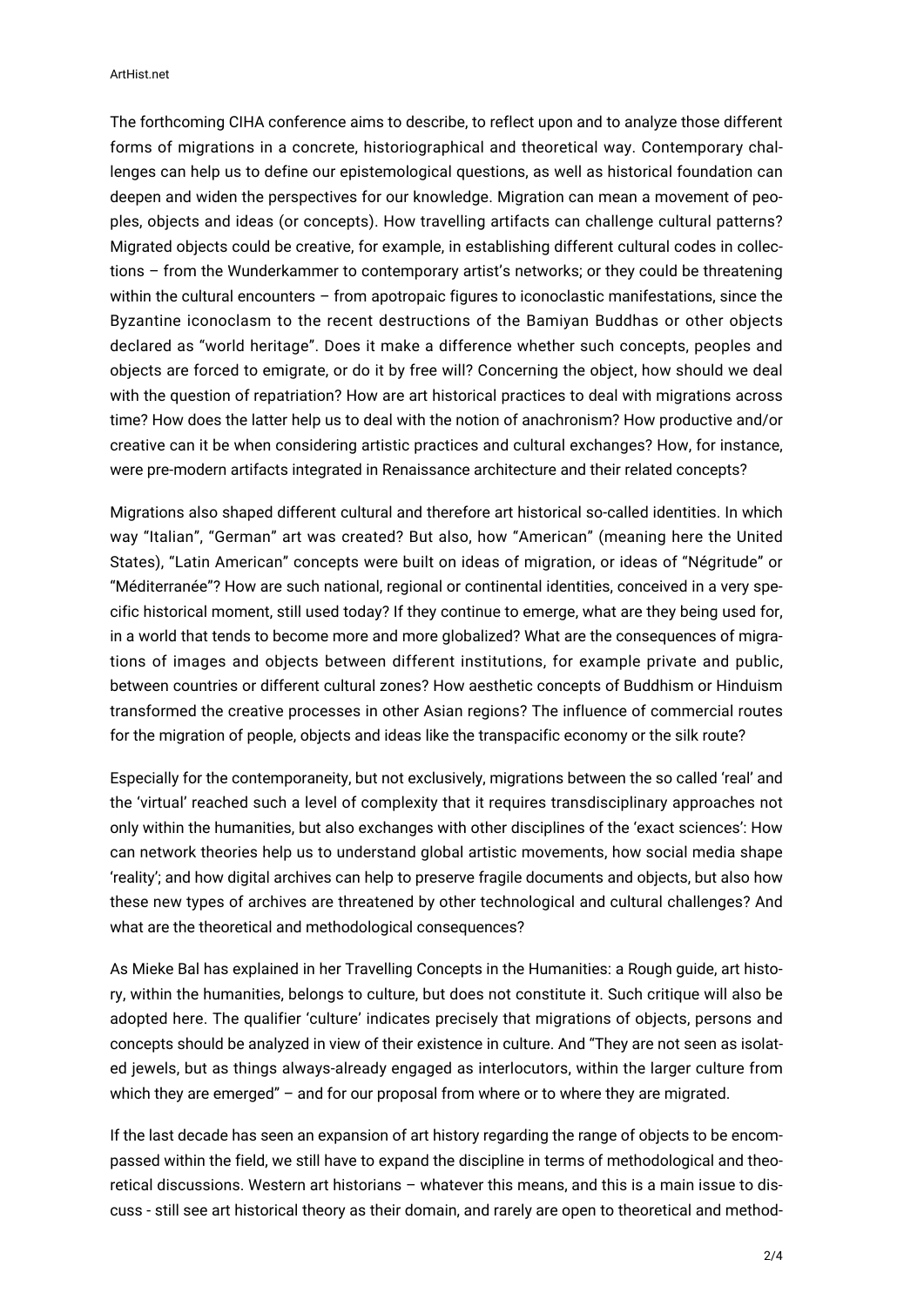The forthcoming CIHA conference aims to describe, to reflect upon and to analyze those different forms of migrations in a concrete, historiographical and theoretical way. Contemporary challenges can help us to define our epistemological questions, as well as historical foundation can deepen and widen the perspectives for our knowledge. Migration can mean a movement of peoples, objects and ideas (or concepts). How travelling artifacts can challenge cultural patterns? Migrated objects could be creative, for example, in establishing different cultural codes in collections – from the Wunderkammer to contemporary artist's networks; or they could be threatening within the cultural encounters – from apotropaic figures to iconoclastic manifestations, since the Byzantine iconoclasm to the recent destructions of the Bamiyan Buddhas or other objects declared as "world heritage". Does it make a difference whether such concepts, peoples and objects are forced to emigrate, or do it by free will? Concerning the object, how should we deal with the question of repatriation? How are art historical practices to deal with migrations across time? How does the latter help us to deal with the notion of anachronism? How productive and/or creative can it be when considering artistic practices and cultural exchanges? How, for instance, were pre-modern artifacts integrated in Renaissance architecture and their related concepts?

Migrations also shaped different cultural and therefore art historical so-called identities. In which way "Italian", "German" art was created? But also, how "American" (meaning here the United States), "Latin American" concepts were built on ideas of migration, or ideas of "Négritude" or "Méditerranée"? How are such national, regional or continental identities, conceived in a very specific historical moment, still used today? If they continue to emerge, what are they being used for, in a world that tends to become more and more globalized? What are the consequences of migrations of images and objects between different institutions, for example private and public, between countries or different cultural zones? How aesthetic concepts of Buddhism or Hinduism transformed the creative processes in other Asian regions? The influence of commercial routes for the migration of people, objects and ideas like the transpacific economy or the silk route?

Especially for the contemporaneity, but not exclusively, migrations between the so called 'real' and the 'virtual' reached such a level of complexity that it requires transdisciplinary approaches not only within the humanities, but also exchanges with other disciplines of the 'exact sciences': How can network theories help us to understand global artistic movements, how social media shape 'reality'; and how digital archives can help to preserve fragile documents and objects, but also how these new types of archives are threatened by other technological and cultural challenges? And what are the theoretical and methodological consequences?

As Mieke Bal has explained in her Travelling Concepts in the Humanities: a Rough guide, art history, within the humanities, belongs to culture, but does not constitute it. Such critique will also be adopted here. The qualifier 'culture' indicates precisely that migrations of objects, persons and concepts should be analyzed in view of their existence in culture. And "They are not seen as isolated jewels, but as things always-already engaged as interlocutors, within the larger culture from which they are emerged" – and for our proposal from where or to where they are migrated.

If the last decade has seen an expansion of art history regarding the range of objects to be encompassed within the field, we still have to expand the discipline in terms of methodological and theoretical discussions. Western art historians – whatever this means, and this is a main issue to discuss - still see art historical theory as their domain, and rarely are open to theoretical and method-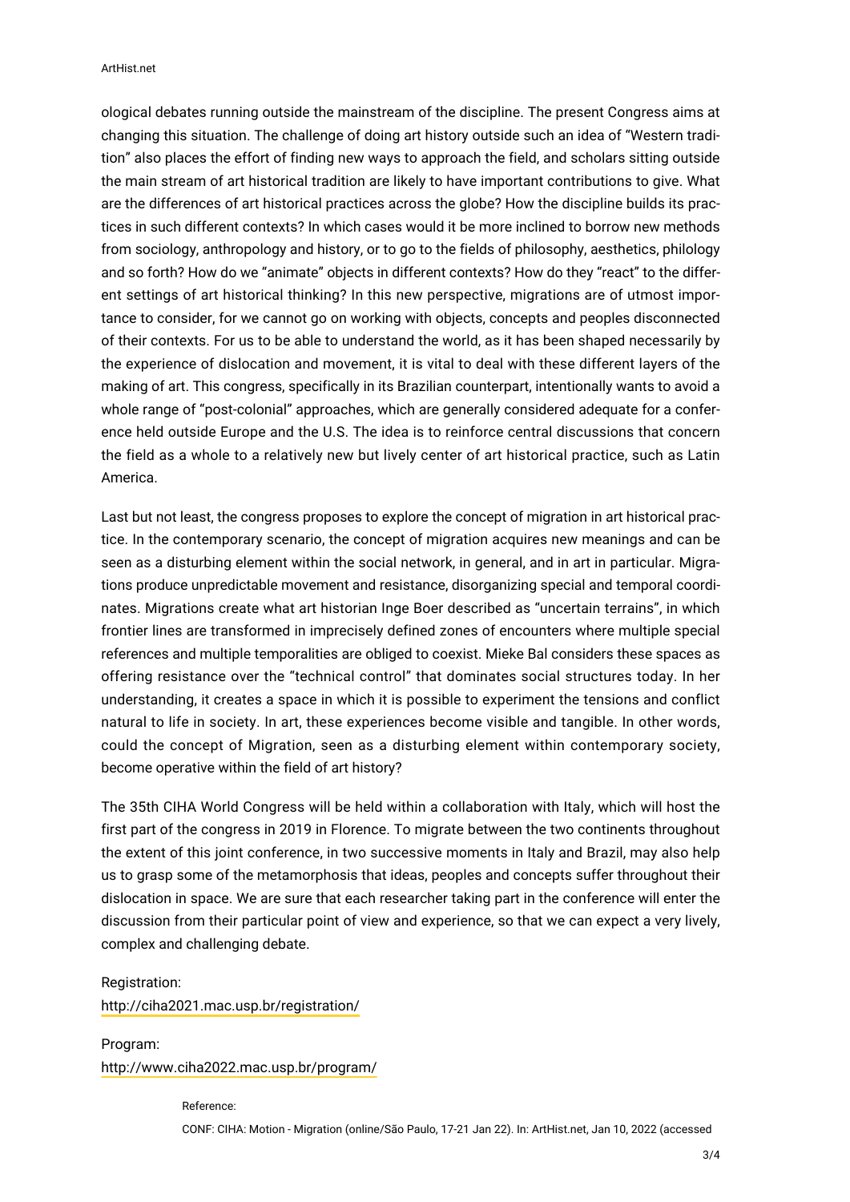ological debates running outside the mainstream of the discipline. The present Congress aims at changing this situation. The challenge of doing art history outside such an idea of "Western tradition" also places the effort of finding new ways to approach the field, and scholars sitting outside the main stream of art historical tradition are likely to have important contributions to give. What are the differences of art historical practices across the globe? How the discipline builds its practices in such different contexts? In which cases would it be more inclined to borrow new methods from sociology, anthropology and history, or to go to the fields of philosophy, aesthetics, philology and so forth? How do we "animate" objects in different contexts? How do they "react" to the different settings of art historical thinking? In this new perspective, migrations are of utmost importance to consider, for we cannot go on working with objects, concepts and peoples disconnected of their contexts. For us to be able to understand the world, as it has been shaped necessarily by the experience of dislocation and movement, it is vital to deal with these different layers of the making of art. This congress, specifically in its Brazilian counterpart, intentionally wants to avoid a whole range of "post-colonial" approaches, which are generally considered adequate for a conference held outside Europe and the U.S. The idea is to reinforce central discussions that concern the field as a whole to a relatively new but lively center of art historical practice, such as Latin America.

Last but not least, the congress proposes to explore the concept of migration in art historical practice. In the contemporary scenario, the concept of migration acquires new meanings and can be seen as a disturbing element within the social network, in general, and in art in particular. Migrations produce unpredictable movement and resistance, disorganizing special and temporal coordinates. Migrations create what art historian Inge Boer described as "uncertain terrains", in which frontier lines are transformed in imprecisely defined zones of encounters where multiple special references and multiple temporalities are obliged to coexist. Mieke Bal considers these spaces as offering resistance over the "technical control" that dominates social structures today. In her understanding, it creates a space in which it is possible to experiment the tensions and conflict natural to life in society. In art, these experiences become visible and tangible. In other words, could the concept of Migration, seen as a disturbing element within contemporary society, become operative within the field of art history?

The 35th CIHA World Congress will be held within a collaboration with Italy, which will host the first part of the congress in 2019 in Florence. To migrate between the two continents throughout the extent of this joint conference, in two successive moments in Italy and Brazil, may also help us to grasp some of the metamorphosis that ideas, peoples and concepts suffer throughout their dislocation in space. We are sure that each researcher taking part in the conference will enter the discussion from their particular point of view and experience, so that we can expect a very lively, complex and challenging debate.

Registration:
http://ciha2021.mac.usp.br/registration/

Program:
http://www.ciha2022.mac.usp.br/program/

Reference:

CONF: CIHA: Motion - Migration (online/São Paulo, 17-21 Jan 22). In: ArtHist.net, Jan 10, 2022 (accessed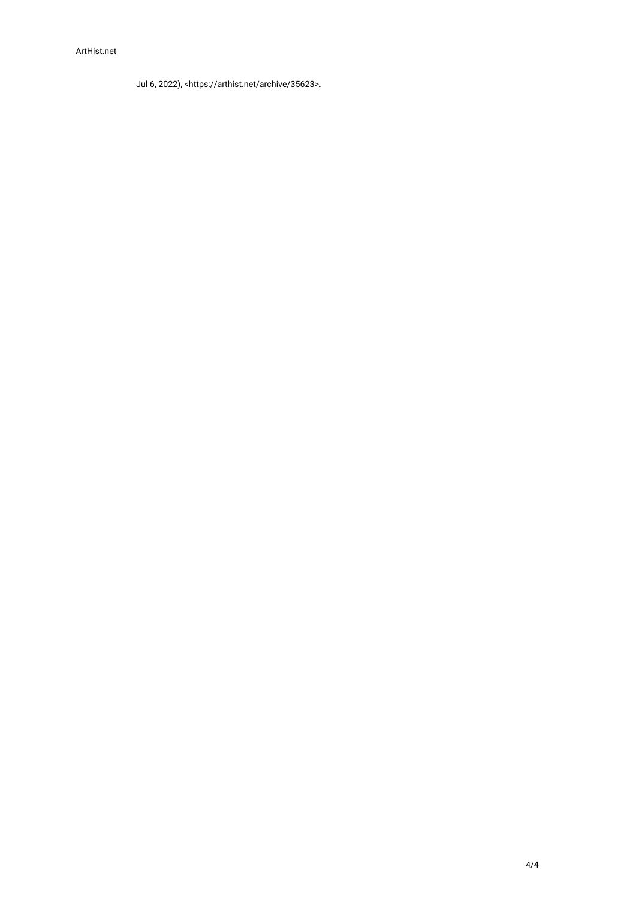Jul 6, 2022), <https://arthist.net/archive/35623>.